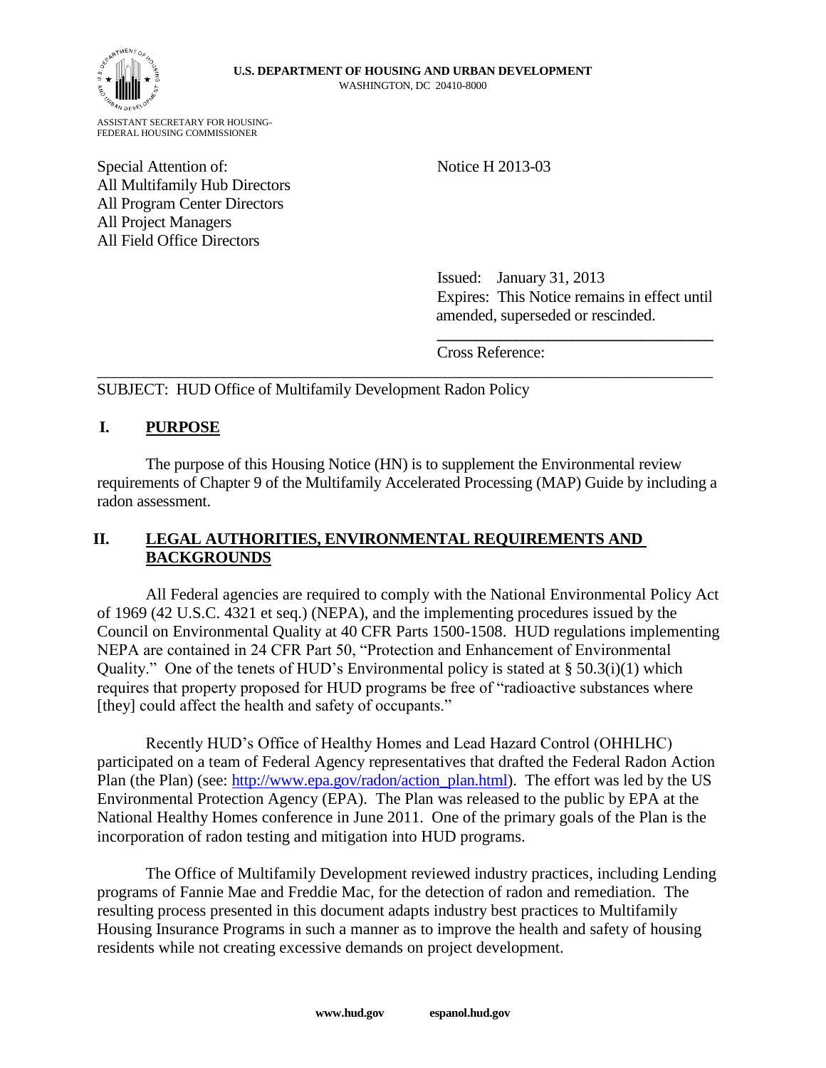**U.S. DEPARTMENT OF HOUSING AND URBAN DEVELOPMENT**
WASHINGTON, DC 20410-8000

ASSISTANT SECRETARY FOR HOUSING-
FEDERAL HOUSING COMMISSIONER

Special Attention of:
All Multifamily Hub Directors
All Program Center Directors
All Project Managers
All Field Office Directors

Notice H 2013-03

Issued: January 31, 2013
Expires: This Notice remains in effect until amended, superseded or rescinded.

Cross Reference:

SUBJECT: HUD Office of Multifamily Development Radon Policy

## I. PURPOSE

The purpose of this Housing Notice (HN) is to supplement the Environmental review requirements of Chapter 9 of the Multifamily Accelerated Processing (MAP) Guide by including a radon assessment.

## II. LEGAL AUTHORITIES, ENVIRONMENTAL REQUIREMENTS AND BACKGROUNDS

All Federal agencies are required to comply with the National Environmental Policy Act of 1969 (42 U.S.C. 4321 et seq.) (NEPA), and the implementing procedures issued by the Council on Environmental Quality at 40 CFR Parts 1500-1508. HUD regulations implementing NEPA are contained in 24 CFR Part 50, "Protection and Enhancement of Environmental Quality." One of the tenets of HUD's Environmental policy is stated at § 50.3(i)(1) which requires that property proposed for HUD programs be free of "radioactive substances where [they] could affect the health and safety of occupants."

Recently HUD's Office of Healthy Homes and Lead Hazard Control (OHHLHC) participated on a team of Federal Agency representatives that drafted the Federal Radon Action Plan (the Plan) (see: http://www.epa.gov/radon/action_plan.html). The effort was led by the US Environmental Protection Agency (EPA). The Plan was released to the public by EPA at the National Healthy Homes conference in June 2011. One of the primary goals of the Plan is the incorporation of radon testing and mitigation into HUD programs.

The Office of Multifamily Development reviewed industry practices, including Lending programs of Fannie Mae and Freddie Mac, for the detection of radon and remediation. The resulting process presented in this document adapts industry best practices to Multifamily Housing Insurance Programs in such a manner as to improve the health and safety of housing residents while not creating excessive demands on project development.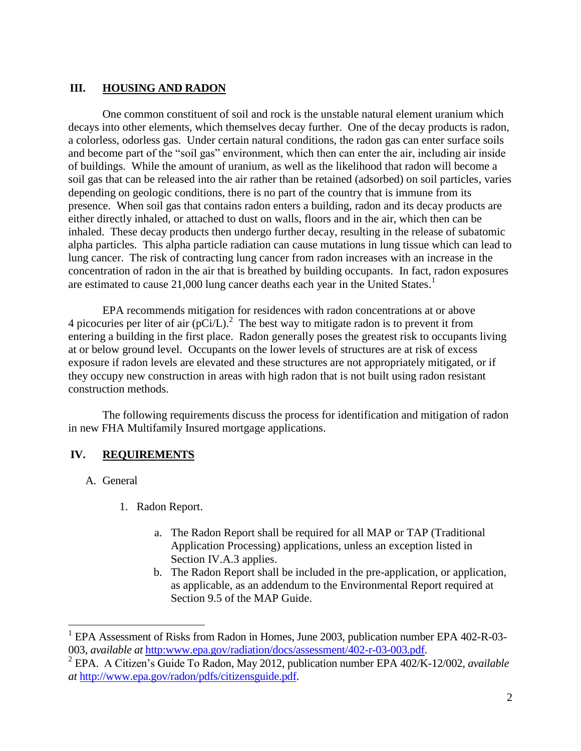## III. HOUSING AND RADON

One common constituent of soil and rock is the unstable natural element uranium which decays into other elements, which themselves decay further. One of the decay products is radon, a colorless, odorless gas. Under certain natural conditions, the radon gas can enter surface soils and become part of the "soil gas" environment, which then can enter the air, including air inside of buildings. While the amount of uranium, as well as the likelihood that radon will become a soil gas that can be released into the air rather than be retained (adsorbed) on soil particles, varies depending on geologic conditions, there is no part of the country that is immune from its presence. When soil gas that contains radon enters a building, radon and its decay products are either directly inhaled, or attached to dust on walls, floors and in the air, which then can be inhaled. These decay products then undergo further decay, resulting in the release of subatomic alpha particles. This alpha particle radiation can cause mutations in lung tissue which can lead to lung cancer. The risk of contracting lung cancer from radon increases with an increase in the concentration of radon in the air that is breathed by building occupants. In fact, radon exposures are estimated to cause 21,000 lung cancer deaths each year in the United States.[1]

EPA recommends mitigation for residences with radon concentrations at or above 4 picocuries per liter of air (pCi/L).[2] The best way to mitigate radon is to prevent it from entering a building in the first place. Radon generally poses the greatest risk to occupants living at or below ground level. Occupants on the lower levels of structures are at risk of excess exposure if radon levels are elevated and these structures are not appropriately mitigated, or if they occupy new construction in areas with high radon that is not built using radon resistant construction methods.

The following requirements discuss the process for identification and mitigation of radon in new FHA Multifamily Insured mortgage applications.

## IV. REQUIREMENTS

A. General

1. Radon Report.

   a. The Radon Report shall be required for all MAP or TAP (Traditional Application Processing) applications, unless an exception listed in Section IV.A.3 applies.

   b. The Radon Report shall be included in the pre-application, or application, as applicable, as an addendum to the Environmental Report required at Section 9.5 of the MAP Guide.

---

[1] EPA Assessment of Risks from Radon in Homes, June 2003, publication number EPA 402-R-03-003, *available at* http:www.epa.gov/radiation/docs/assessment/402-r-03-003.pdf.

[2] EPA. A Citizen's Guide To Radon, May 2012, publication number EPA 402/K-12/002, *available at* http://www.epa.gov/radon/pdfs/citizensguide.pdf.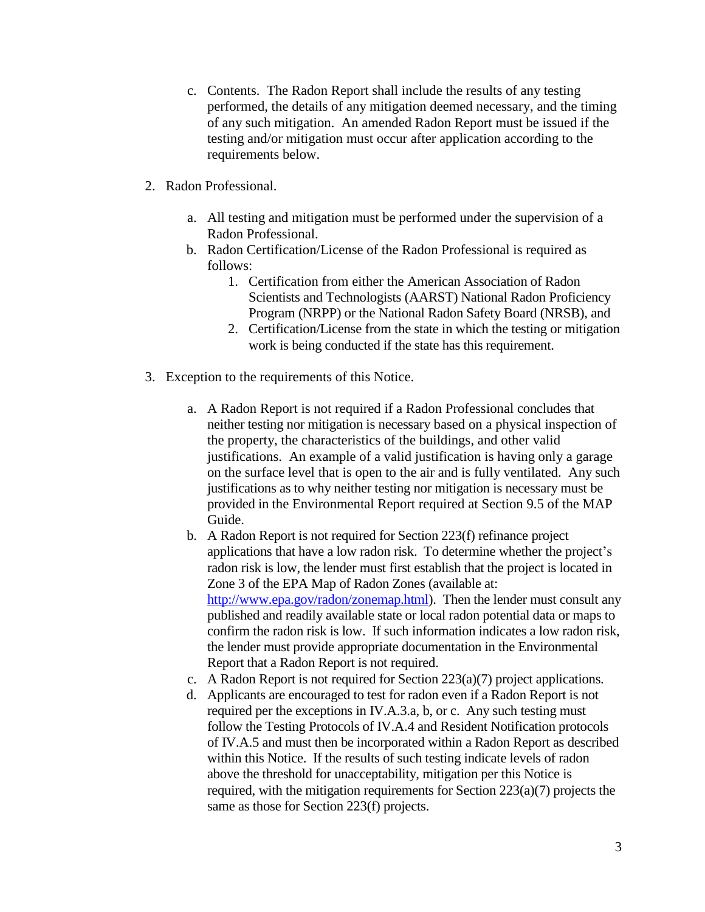c. Contents. The Radon Report shall include the results of any testing performed, the details of any mitigation deemed necessary, and the timing of any such mitigation. An amended Radon Report must be issued if the testing and/or mitigation must occur after application according to the requirements below.

2. Radon Professional.

   a. All testing and mitigation must be performed under the supervision of a Radon Professional.
   b. Radon Certification/License of the Radon Professional is required as follows:
      1. Certification from either the American Association of Radon Scientists and Technologists (AARST) National Radon Proficiency Program (NRPP) or the National Radon Safety Board (NRSB), and
      2. Certification/License from the state in which the testing or mitigation work is being conducted if the state has this requirement.

3. Exception to the requirements of this Notice.

   a. A Radon Report is not required if a Radon Professional concludes that neither testing nor mitigation is necessary based on a physical inspection of the property, the characteristics of the buildings, and other valid justifications. An example of a valid justification is having only a garage on the surface level that is open to the air and is fully ventilated. Any such justifications as to why neither testing nor mitigation is necessary must be provided in the Environmental Report required at Section 9.5 of the MAP Guide.
   b. A Radon Report is not required for Section 223(f) refinance project applications that have a low radon risk. To determine whether the project's radon risk is low, the lender must first establish that the project is located in Zone 3 of the EPA Map of Radon Zones (available at: http://www.epa.gov/radon/zonemap.html). Then the lender must consult any published and readily available state or local radon potential data or maps to confirm the radon risk is low. If such information indicates a low radon risk, the lender must provide appropriate documentation in the Environmental Report that a Radon Report is not required.
   c. A Radon Report is not required for Section 223(a)(7) project applications.
   d. Applicants are encouraged to test for radon even if a Radon Report is not required per the exceptions in IV.A.3.a, b, or c. Any such testing must follow the Testing Protocols of IV.A.4 and Resident Notification protocols of IV.A.5 and must then be incorporated within a Radon Report as described within this Notice. If the results of such testing indicate levels of radon above the threshold for unacceptability, mitigation per this Notice is required, with the mitigation requirements for Section 223(a)(7) projects the same as those for Section 223(f) projects.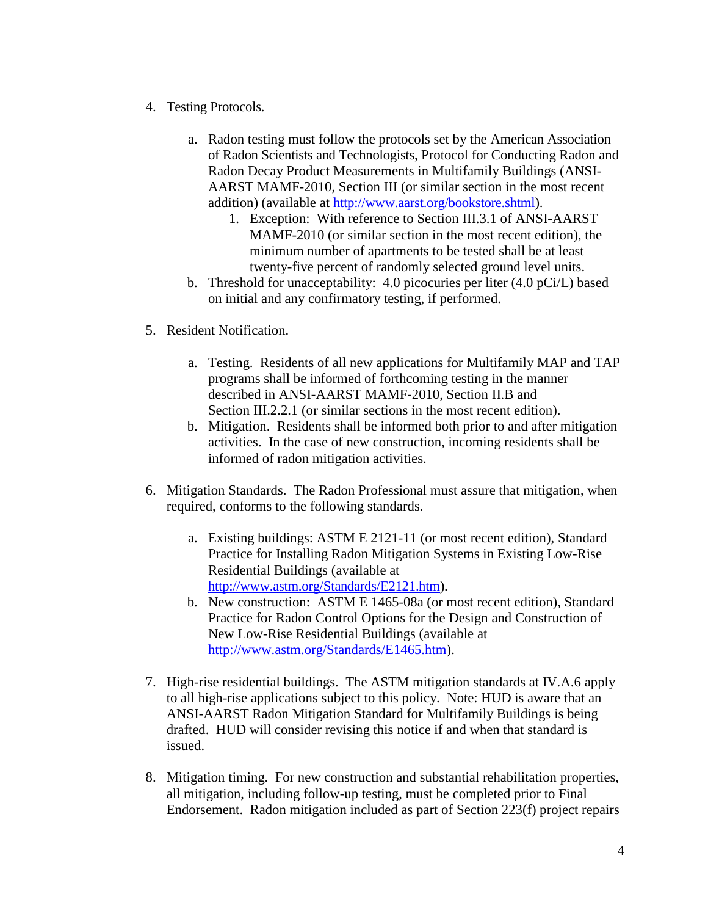4. Testing Protocols.

    a. Radon testing must follow the protocols set by the American Association of Radon Scientists and Technologists, Protocol for Conducting Radon and Radon Decay Product Measurements in Multifamily Buildings (ANSI-AARST MAMF-2010, Section III (or similar section in the most recent addition) (available at [http://www.aarst.org/bookstore.shtml](http://www.aarst.org/bookstore.shtml)).
        1. Exception: With reference to Section III.3.1 of ANSI-AARST MAMF-2010 (or similar section in the most recent edition), the minimum number of apartments to be tested shall be at least twenty-five percent of randomly selected ground level units.
    b. Threshold for unacceptability: 4.0 picocuries per liter (4.0 pCi/L) based on initial and any confirmatory testing, if performed.

5. Resident Notification.

    a. Testing. Residents of all new applications for Multifamily MAP and TAP programs shall be informed of forthcoming testing in the manner described in ANSI-AARST MAMF-2010, Section II.B and Section III.2.2.1 (or similar sections in the most recent edition).
    b. Mitigation. Residents shall be informed both prior to and after mitigation activities. In the case of new construction, incoming residents shall be informed of radon mitigation activities.

6. Mitigation Standards. The Radon Professional must assure that mitigation, when required, conforms to the following standards.

    a. Existing buildings: ASTM E 2121-11 (or most recent edition), Standard Practice for Installing Radon Mitigation Systems in Existing Low-Rise Residential Buildings (available at [http://www.astm.org/Standards/E2121.htm](http://www.astm.org/Standards/E2121.htm)).
    b. New construction: ASTM E 1465-08a (or most recent edition), Standard Practice for Radon Control Options for the Design and Construction of New Low-Rise Residential Buildings (available at [http://www.astm.org/Standards/E1465.htm](http://www.astm.org/Standards/E1465.htm)).

7. High-rise residential buildings. The ASTM mitigation standards at IV.A.6 apply to all high-rise applications subject to this policy. Note: HUD is aware that an ANSI-AARST Radon Mitigation Standard for Multifamily Buildings is being drafted. HUD will consider revising this notice if and when that standard is issued.

8. Mitigation timing. For new construction and substantial rehabilitation properties, all mitigation, including follow-up testing, must be completed prior to Final Endorsement. Radon mitigation included as part of Section 223(f) project repairs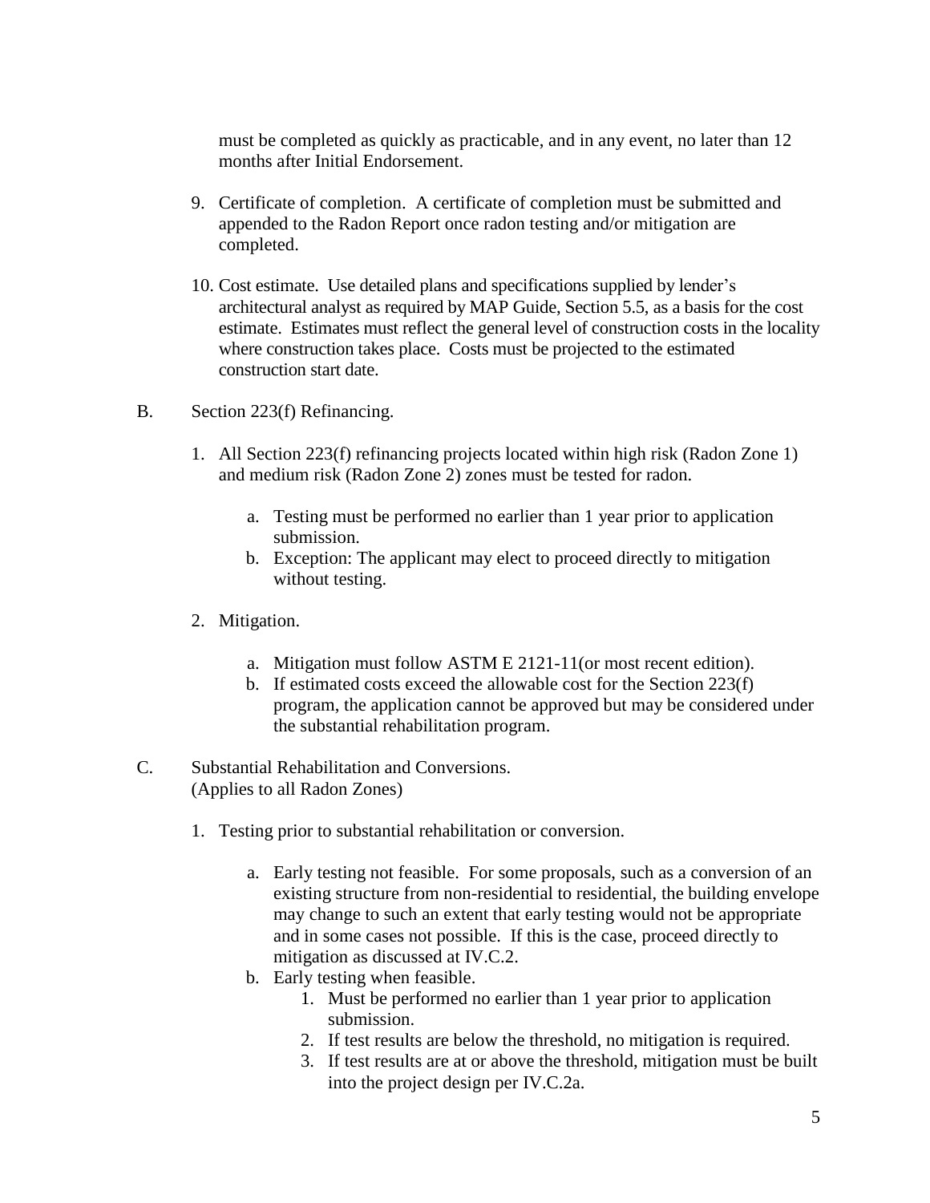must be completed as quickly as practicable, and in any event, no later than 12 months after Initial Endorsement.

9. Certificate of completion. A certificate of completion must be submitted and appended to the Radon Report once radon testing and/or mitigation are completed.

10. Cost estimate. Use detailed plans and specifications supplied by lender's architectural analyst as required by MAP Guide, Section 5.5, as a basis for the cost estimate. Estimates must reflect the general level of construction costs in the locality where construction takes place. Costs must be projected to the estimated construction start date.

B. Section 223(f) Refinancing.

1. All Section 223(f) refinancing projects located within high risk (Radon Zone 1) and medium risk (Radon Zone 2) zones must be tested for radon.

    a. Testing must be performed no earlier than 1 year prior to application submission.
    b. Exception: The applicant may elect to proceed directly to mitigation without testing.

2. Mitigation.

    a. Mitigation must follow ASTM E 2121-11(or most recent edition).
    b. If estimated costs exceed the allowable cost for the Section 223(f) program, the application cannot be approved but may be considered under the substantial rehabilitation program.

C. Substantial Rehabilitation and Conversions.
(Applies to all Radon Zones)

1. Testing prior to substantial rehabilitation or conversion.

    a. Early testing not feasible. For some proposals, such as a conversion of an existing structure from non-residential to residential, the building envelope may change to such an extent that early testing would not be appropriate and in some cases not possible. If this is the case, proceed directly to mitigation as discussed at IV.C.2.
    b. Early testing when feasible.
        1. Must be performed no earlier than 1 year prior to application submission.
        2. If test results are below the threshold, no mitigation is required.
        3. If test results are at or above the threshold, mitigation must be built into the project design per IV.C.2a.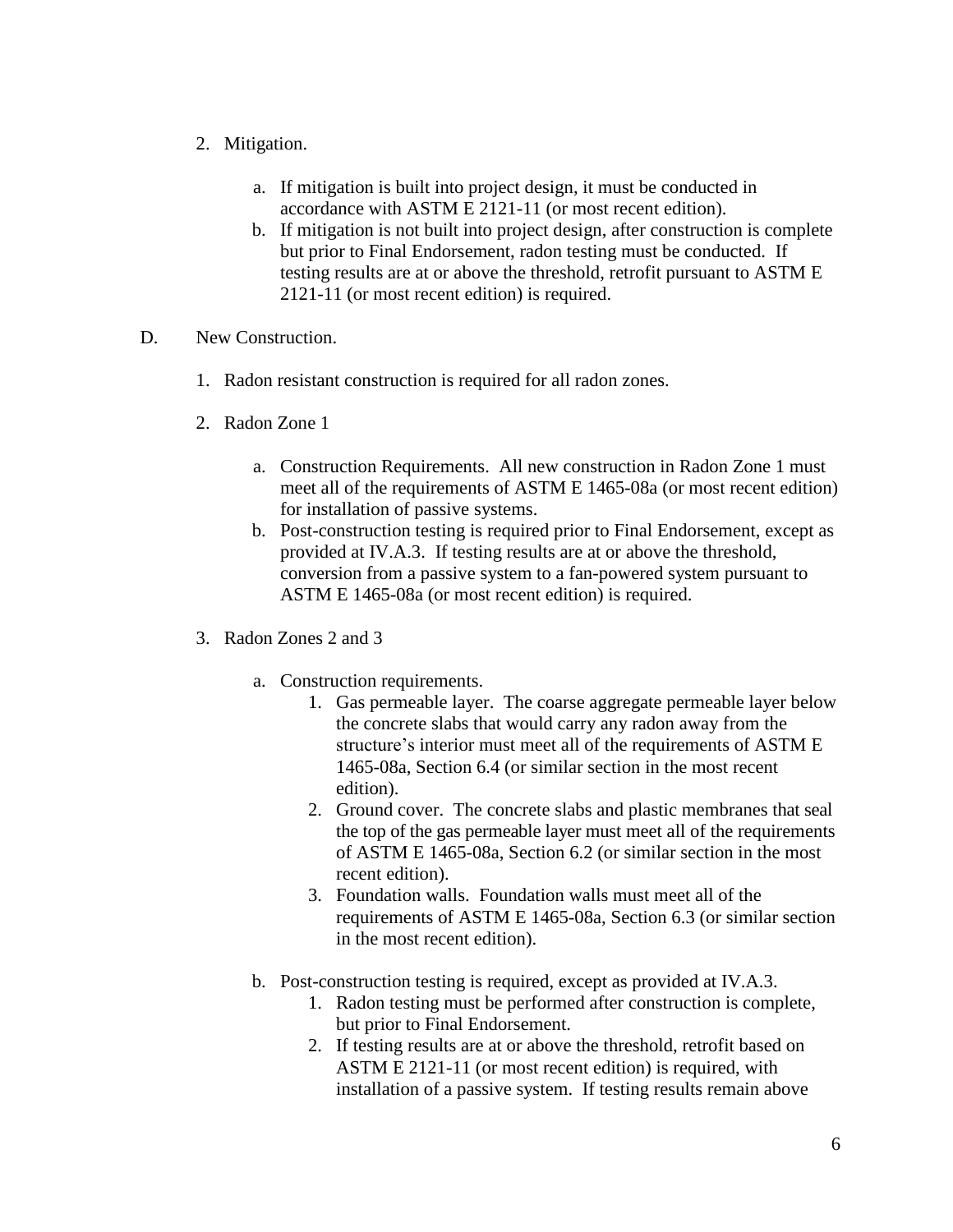2. Mitigation.

    a. If mitigation is built into project design, it must be conducted in accordance with ASTM E 2121-11 (or most recent edition).
    b. If mitigation is not built into project design, after construction is complete but prior to Final Endorsement, radon testing must be conducted. If testing results are at or above the threshold, retrofit pursuant to ASTM E 2121-11 (or most recent edition) is required.

D. New Construction.

1. Radon resistant construction is required for all radon zones.

2. Radon Zone 1

    a. Construction Requirements. All new construction in Radon Zone 1 must meet all of the requirements of ASTM E 1465-08a (or most recent edition) for installation of passive systems.
    b. Post-construction testing is required prior to Final Endorsement, except as provided at IV.A.3. If testing results are at or above the threshold, conversion from a passive system to a fan-powered system pursuant to ASTM E 1465-08a (or most recent edition) is required.

3. Radon Zones 2 and 3

    a. Construction requirements.
        1. Gas permeable layer. The coarse aggregate permeable layer below the concrete slabs that would carry any radon away from the structure's interior must meet all of the requirements of ASTM E 1465-08a, Section 6.4 (or similar section in the most recent edition).
        2. Ground cover. The concrete slabs and plastic membranes that seal the top of the gas permeable layer must meet all of the requirements of ASTM E 1465-08a, Section 6.2 (or similar section in the most recent edition).
        3. Foundation walls. Foundation walls must meet all of the requirements of ASTM E 1465-08a, Section 6.3 (or similar section in the most recent edition).

    b. Post-construction testing is required, except as provided at IV.A.3.
        1. Radon testing must be performed after construction is complete, but prior to Final Endorsement.
        2. If testing results are at or above the threshold, retrofit based on ASTM E 2121-11 (or most recent edition) is required, with installation of a passive system. If testing results remain above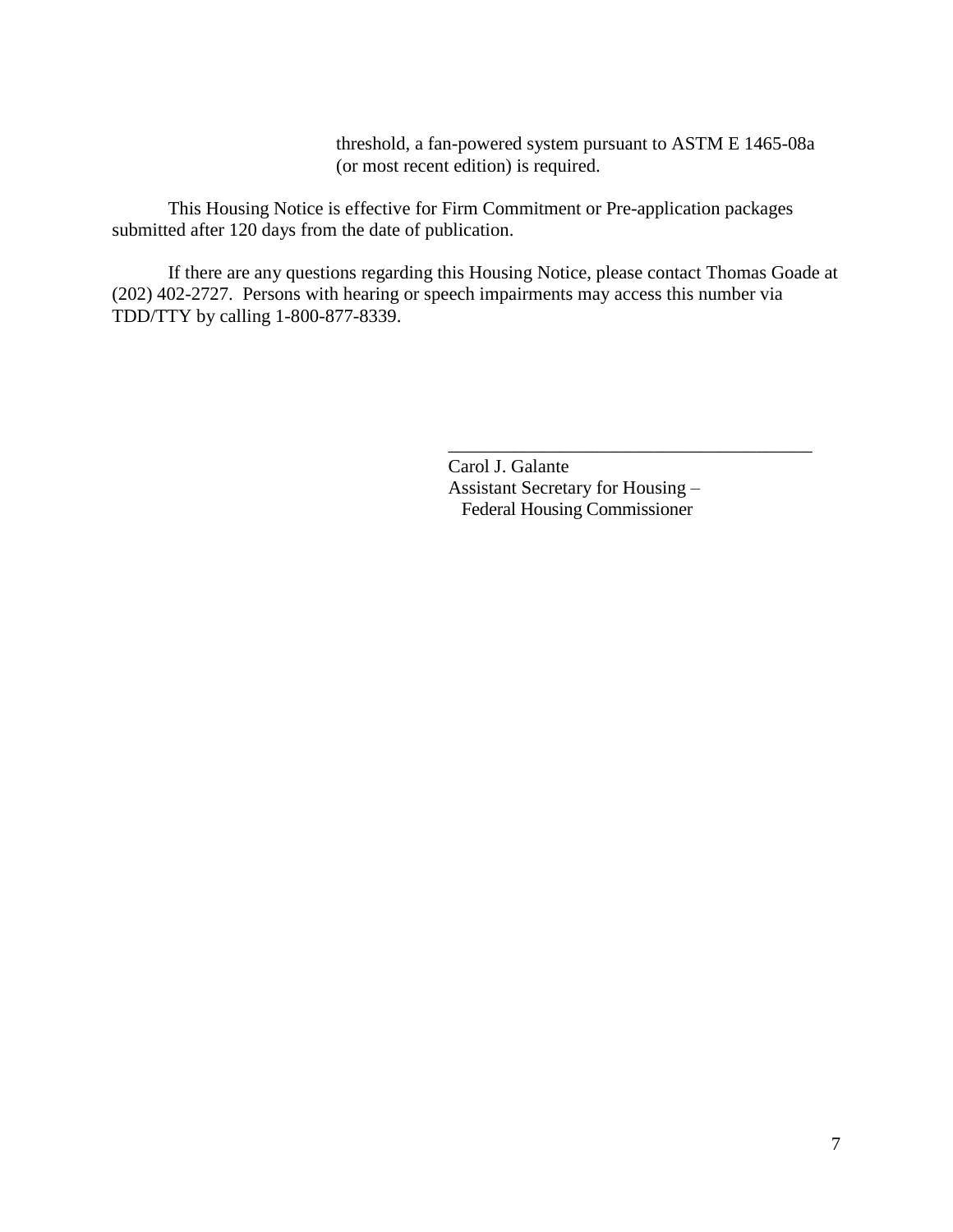threshold, a fan-powered system pursuant to ASTM E 1465-08a (or most recent edition) is required.

This Housing Notice is effective for Firm Commitment or Pre-application packages submitted after 120 days from the date of publication.

If there are any questions regarding this Housing Notice, please contact Thomas Goade at (202) 402-2727. Persons with hearing or speech impairments may access this number via TDD/TTY by calling 1-800-877-8339.

\_\_\_\_\_\_\_\_\_\_\_\_\_\_\_\_\_\_\_\_\_\_\_\_\_\_\_\_\_\_\_\_\_\_\_\_\_\_\_\_

Carol J. Galante
Assistant Secretary for Housing –
Federal Housing Commissioner